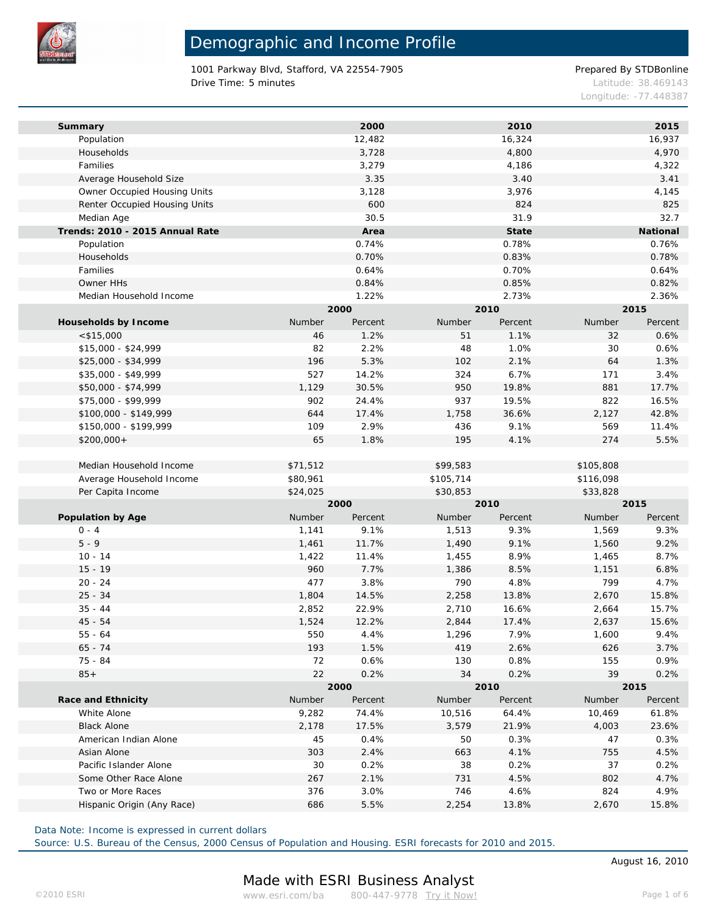# Demographic and Income Profile

1001 Parkway Blvd, Stafford, VA 22554-7905
Drive Time: 5 minutes

Prepared By STDBonline
Latitude: 38.469143
Longitude: -77.448387

| Summary | 2000 | 2010 | 2015 |
|---|---|---|---|
| Population | 12,482 | 16,324 | 16,937 |
| Households | 3,728 | 4,800 | 4,970 |
| Families | 3,279 | 4,186 | 4,322 |
| Average Household Size | 3.35 | 3.40 | 3.41 |
| Owner Occupied Housing Units | 3,128 | 3,976 | 4,145 |
| Renter Occupied Housing Units | 600 | 824 | 825 |
| Median Age | 30.5 | 31.9 | 32.7 |

| Trends: 2010 - 2015 Annual Rate | Area | State | National |
|---|---|---|---|
| Population | 0.74% | 0.78% | 0.76% |
| Households | 0.70% | 0.83% | 0.78% |
| Families | 0.64% | 0.70% | 0.64% |
| Owner HHs | 0.84% | 0.85% | 0.82% |
| Median Household Income | 1.22% | 2.73% | 2.36% |

| | 2000 | | 2010 | | 2015 | |
|---|---|---|---|---|---|---|
| **Households by Income** | Number | Percent | Number | Percent | Number | Percent |
| <$15,000 | 46 | 1.2% | 51 | 1.1% | 32 | 0.6% |
| $15,000 - $24,999 | 82 | 2.2% | 48 | 1.0% | 30 | 0.6% |
| $25,000 - $34,999 | 196 | 5.3% | 102 | 2.1% | 64 | 1.3% |
| $35,000 - $49,999 | 527 | 14.2% | 324 | 6.7% | 171 | 3.4% |
| $50,000 - $74,999 | 1,129 | 30.5% | 950 | 19.8% | 881 | 17.7% |
| $75,000 - $99,999 | 902 | 24.4% | 937 | 19.5% | 822 | 16.5% |
| $100,000 - $149,999 | 644 | 17.4% | 1,758 | 36.6% | 2,127 | 42.8% |
| $150,000 - $199,999 | 109 | 2.9% | 436 | 9.1% | 569 | 11.4% |
| $200,000+ | 65 | 1.8% | 195 | 4.1% | 274 | 5.5% |
| | | | | | | |
| Median Household Income | $71,512 | | $99,583 | | $105,808 | |
| Average Household Income | $80,961 | | $105,714 | | $116,098 | |
| Per Capita Income | $24,025 | | $30,853 | | $33,828 | |

| | 2000 | | 2010 | | 2015 | |
|---|---|---|---|---|---|---|
| **Population by Age** | Number | Percent | Number | Percent | Number | Percent |
| 0 - 4 | 1,141 | 9.1% | 1,513 | 9.3% | 1,569 | 9.3% |
| 5 - 9 | 1,461 | 11.7% | 1,490 | 9.1% | 1,560 | 9.2% |
| 10 - 14 | 1,422 | 11.4% | 1,455 | 8.9% | 1,465 | 8.7% |
| 15 - 19 | 960 | 7.7% | 1,386 | 8.5% | 1,151 | 6.8% |
| 20 - 24 | 477 | 3.8% | 790 | 4.8% | 799 | 4.7% |
| 25 - 34 | 1,804 | 14.5% | 2,258 | 13.8% | 2,670 | 15.8% |
| 35 - 44 | 2,852 | 22.9% | 2,710 | 16.6% | 2,664 | 15.7% |
| 45 - 54 | 1,524 | 12.2% | 2,844 | 17.4% | 2,637 | 15.6% |
| 55 - 64 | 550 | 4.4% | 1,296 | 7.9% | 1,600 | 9.4% |
| 65 - 74 | 193 | 1.5% | 419 | 2.6% | 626 | 3.7% |
| 75 - 84 | 72 | 0.6% | 130 | 0.8% | 155 | 0.9% |
| 85+ | 22 | 0.2% | 34 | 0.2% | 39 | 0.2% |

| | 2000 | | 2010 | | 2015 | |
|---|---|---|---|---|---|---|
| **Race and Ethnicity** | Number | Percent | Number | Percent | Number | Percent |
| White Alone | 9,282 | 74.4% | 10,516 | 64.4% | 10,469 | 61.8% |
| Black Alone | 2,178 | 17.5% | 3,579 | 21.9% | 4,003 | 23.6% |
| American Indian Alone | 45 | 0.4% | 50 | 0.3% | 47 | 0.3% |
| Asian Alone | 303 | 2.4% | 663 | 4.1% | 755 | 4.5% |
| Pacific Islander Alone | 30 | 0.2% | 38 | 0.2% | 37 | 0.2% |
| Some Other Race Alone | 267 | 2.1% | 731 | 4.5% | 802 | 4.7% |
| Two or More Races | 376 | 3.0% | 746 | 4.6% | 824 | 4.9% |
| Hispanic Origin (Any Race) | 686 | 5.5% | 2,254 | 13.8% | 2,670 | 15.8% |

Data Note: Income is expressed in current dollars
Source: U.S. Bureau of the Census, 2000 Census of Population and Housing. ESRI forecasts for 2010 and 2015.

August 16, 2010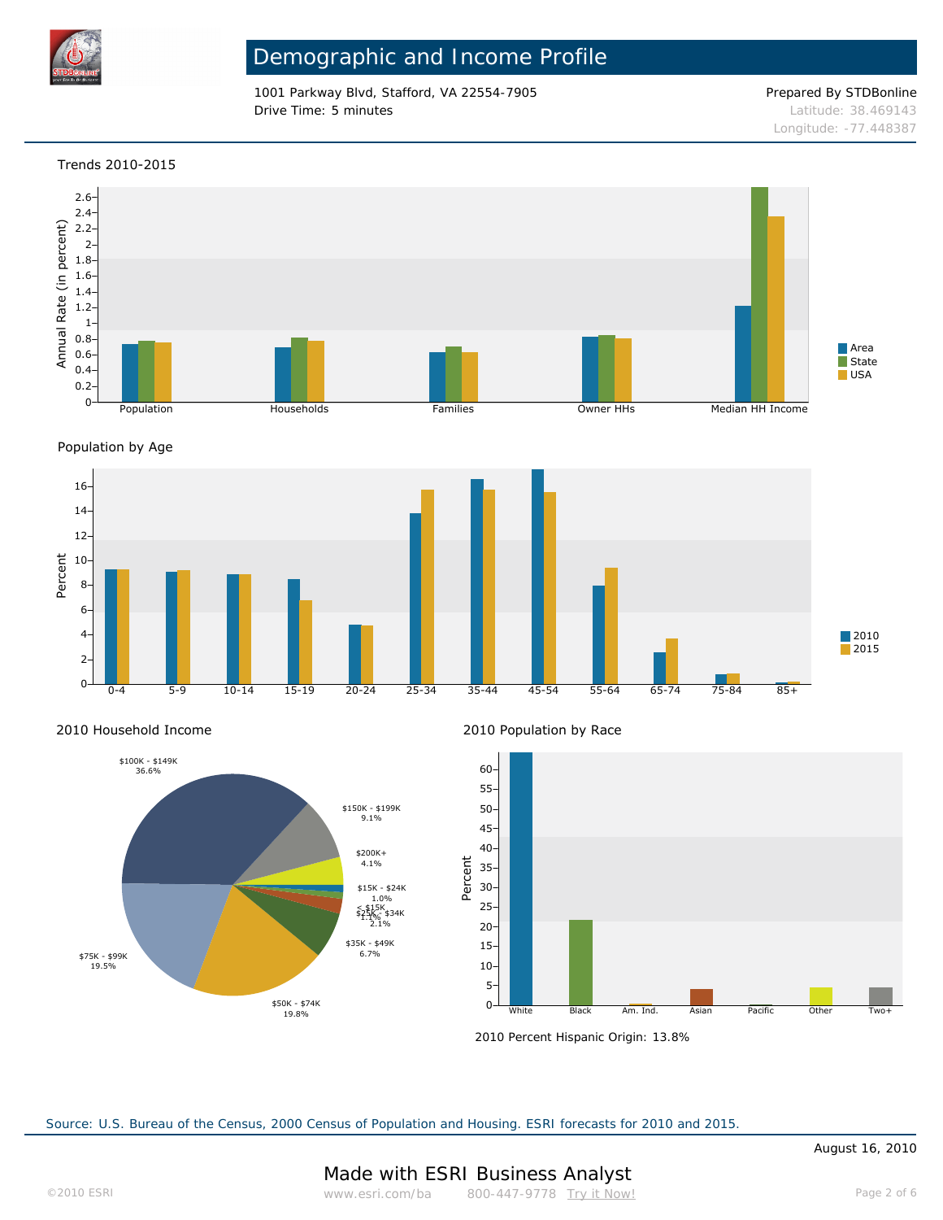# Demographic and Income Profile

1001 Parkway Blvd, Stafford, VA 22554-7905
Drive Time: 5 minutes

Prepared By STDBonline
Latitude: 38.469143
Longitude: -77.448387

## Trends 2010-2015

## Population by Age

## 2010 Household Income

| Income | Percent |
|---|---|
| < $15K | 1.1% |
| $15K - $24K | 1.0% |
| $25K - $34K | 2.1% |
| $35K - $49K | 6.7% |
| $50K - $74K | 19.8% |
| $75K - $99K | 19.5% |
| $100K - $149K | 36.6% |
| $150K - $199K | 9.1% |
| $200K+ | 4.1% |

## 2010 Population by Race

2010 Percent Hispanic Origin: 13.8%

Source: U.S. Bureau of the Census, 2000 Census of Population and Housing. ESRI forecasts for 2010 and 2015.

August 16, 2010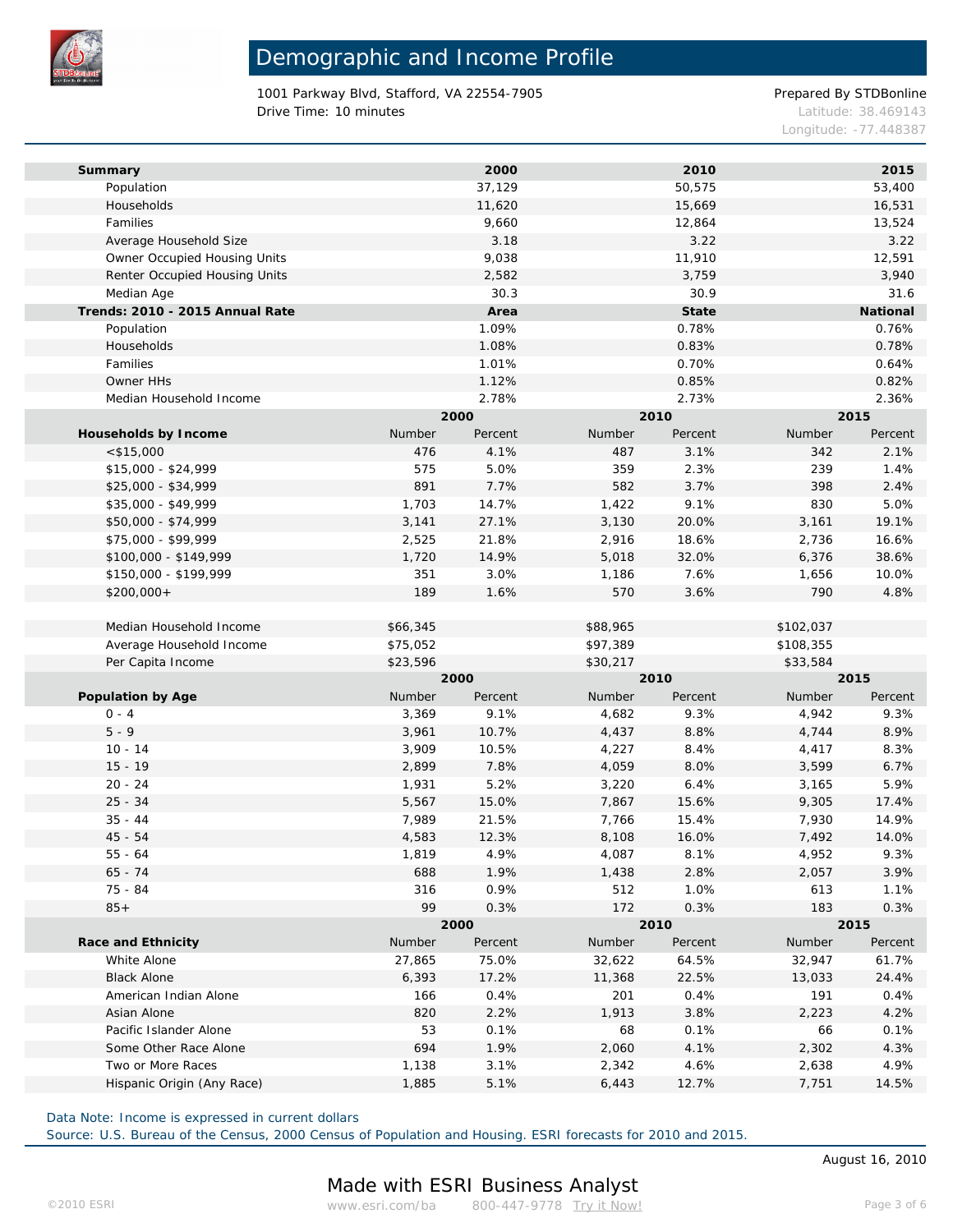# Demographic and Income Profile

1001 Parkway Blvd, Stafford, VA 22554-7905
Drive Time: 10 minutes

Prepared By STDBonline
Latitude: 38.469143
Longitude: -77.448387

| Summary | 2000 | 2010 | 2015 |
|---|---|---|---|
| Population | 37,129 | 50,575 | 53,400 |
| Households | 11,620 | 15,669 | 16,531 |
| Families | 9,660 | 12,864 | 13,524 |
| Average Household Size | 3.18 | 3.22 | 3.22 |
| Owner Occupied Housing Units | 9,038 | 11,910 | 12,591 |
| Renter Occupied Housing Units | 2,582 | 3,759 | 3,940 |
| Median Age | 30.3 | 30.9 | 31.6 |

| Trends: 2010 - 2015 Annual Rate | Area | State | National |
|---|---|---|---|
| Population | 1.09% | 0.78% | 0.76% |
| Households | 1.08% | 0.83% | 0.78% |
| Families | 1.01% | 0.70% | 0.64% |
| Owner HHs | 1.12% | 0.85% | 0.82% |
| Median Household Income | 2.78% | 2.73% | 2.36% |

| | 2000 | | 2010 | | 2015 | |
|---|---|---|---|---|---|---|
| **Households by Income** | Number | Percent | Number | Percent | Number | Percent |
| <$15,000 | 476 | 4.1% | 487 | 3.1% | 342 | 2.1% |
| $15,000 - $24,999 | 575 | 5.0% | 359 | 2.3% | 239 | 1.4% |
| $25,000 - $34,999 | 891 | 7.7% | 582 | 3.7% | 398 | 2.4% |
| $35,000 - $49,999 | 1,703 | 14.7% | 1,422 | 9.1% | 830 | 5.0% |
| $50,000 - $74,999 | 3,141 | 27.1% | 3,130 | 20.0% | 3,161 | 19.1% |
| $75,000 - $99,999 | 2,525 | 21.8% | 2,916 | 18.6% | 2,736 | 16.6% |
| $100,000 - $149,999 | 1,720 | 14.9% | 5,018 | 32.0% | 6,376 | 38.6% |
| $150,000 - $199,999 | 351 | 3.0% | 1,186 | 7.6% | 1,656 | 10.0% |
| $200,000+ | 189 | 1.6% | 570 | 3.6% | 790 | 4.8% |
| | | | | | | |
| Median Household Income | $66,345 | | $88,965 | | $102,037 | |
| Average Household Income | $75,052 | | $97,389 | | $108,355 | |
| Per Capita Income | $23,596 | | $30,217 | | $33,584 | |

| | 2000 | | 2010 | | 2015 | |
|---|---|---|---|---|---|---|
| **Population by Age** | Number | Percent | Number | Percent | Number | Percent |
| 0 - 4 | 3,369 | 9.1% | 4,682 | 9.3% | 4,942 | 9.3% |
| 5 - 9 | 3,961 | 10.7% | 4,437 | 8.8% | 4,744 | 8.9% |
| 10 - 14 | 3,909 | 10.5% | 4,227 | 8.4% | 4,417 | 8.3% |
| 15 - 19 | 2,899 | 7.8% | 4,059 | 8.0% | 3,599 | 6.7% |
| 20 - 24 | 1,931 | 5.2% | 3,220 | 6.4% | 3,165 | 5.9% |
| 25 - 34 | 5,567 | 15.0% | 7,867 | 15.6% | 9,305 | 17.4% |
| 35 - 44 | 7,989 | 21.5% | 7,766 | 15.4% | 7,930 | 14.9% |
| 45 - 54 | 4,583 | 12.3% | 8,108 | 16.0% | 7,492 | 14.0% |
| 55 - 64 | 1,819 | 4.9% | 4,087 | 8.1% | 4,952 | 9.3% |
| 65 - 74 | 688 | 1.9% | 1,438 | 2.8% | 2,057 | 3.9% |
| 75 - 84 | 316 | 0.9% | 512 | 1.0% | 613 | 1.1% |
| 85+ | 99 | 0.3% | 172 | 0.3% | 183 | 0.3% |

| | 2000 | | 2010 | | 2015 | |
|---|---|---|---|---|---|---|
| **Race and Ethnicity** | Number | Percent | Number | Percent | Number | Percent |
| White Alone | 27,865 | 75.0% | 32,622 | 64.5% | 32,947 | 61.7% |
| Black Alone | 6,393 | 17.2% | 11,368 | 22.5% | 13,033 | 24.4% |
| American Indian Alone | 166 | 0.4% | 201 | 0.4% | 191 | 0.4% |
| Asian Alone | 820 | 2.2% | 1,913 | 3.8% | 2,223 | 4.2% |
| Pacific Islander Alone | 53 | 0.1% | 68 | 0.1% | 66 | 0.1% |
| Some Other Race Alone | 694 | 1.9% | 2,060 | 4.1% | 2,302 | 4.3% |
| Two or More Races | 1,138 | 3.1% | 2,342 | 4.6% | 2,638 | 4.9% |
| Hispanic Origin (Any Race) | 1,885 | 5.1% | 6,443 | 12.7% | 7,751 | 14.5% |

Data Note: Income is expressed in current dollars
Source: U.S. Bureau of the Census, 2000 Census of Population and Housing. ESRI forecasts for 2010 and 2015.

August 16, 2010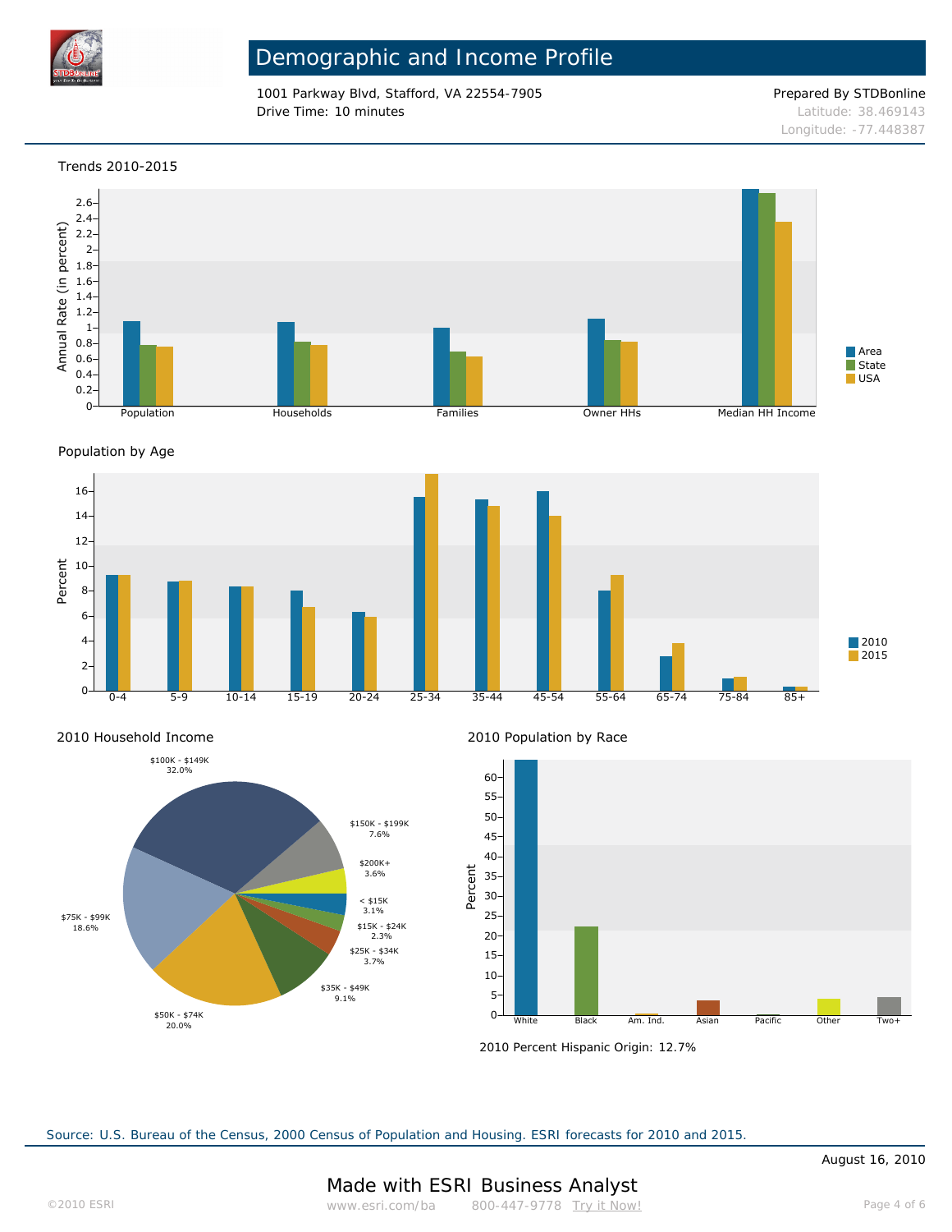# Demographic and Income Profile

1001 Parkway Blvd, Stafford, VA 22554-7905
Drive Time: 10 minutes

Prepared By STDBonline
Latitude: 38.469143
Longitude: -77.448387

## Trends 2010-2015

Annual Rate (in percent)

Population | Households | Families | Owner HHs | Median HH Income

Area | State | USA

## Population by Age

Percent

0-4 | 5-9 | 10-14 | 15-19 | 20-24 | 25-34 | 35-44 | 45-54 | 55-64 | 65-74 | 75-84 | 85+

2010 | 2015

## 2010 Household Income

| Income | Percent |
| --- | --- |
| < $15K | 3.1% |
| $15K - $24K | 2.3% |
| $25K - $34K | 3.7% |
| $35K - $49K | 9.1% |
| $50K - $74K | 20.0% |
| $75K - $99K | 18.6% |
| $100K - $149K | 32.0% |
| $150K - $199K | 7.6% |
| $200K+ | 3.6% |

## 2010 Population by Race

Percent

White | Black | Am. Ind. | Asian | Pacific | Other | Two+

2010 Percent Hispanic Origin: 12.7%

Source: U.S. Bureau of the Census, 2000 Census of Population and Housing. ESRI forecasts for 2010 and 2015.

August 16, 2010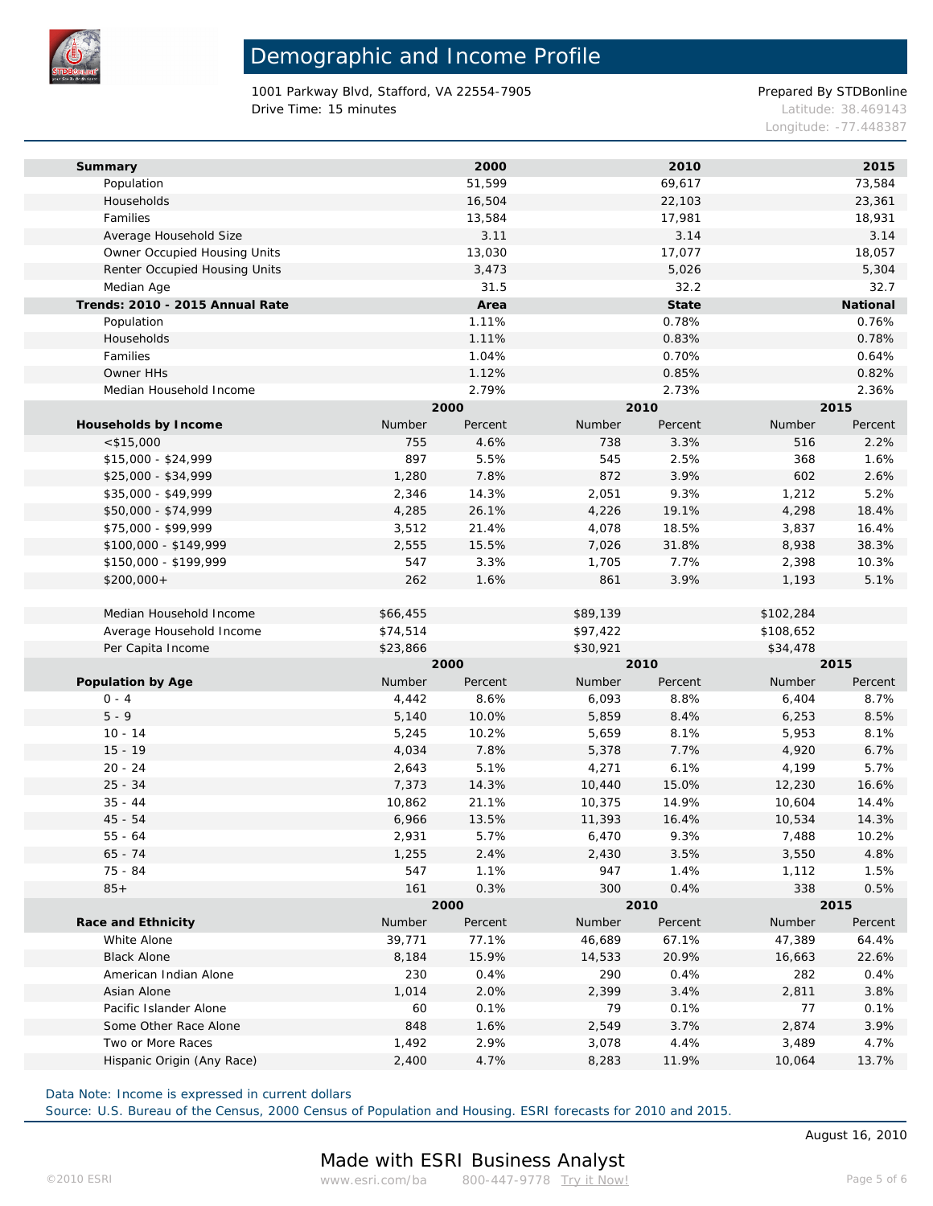# Demographic and Income Profile

1001 Parkway Blvd, Stafford, VA 22554-7905
Drive Time: 15 minutes

Prepared By STDBonline
Latitude: 38.469143
Longitude: -77.448387

| Summary | 2000 | 2010 | 2015 |
|---|---|---|---|
| Population | 51,599 | 69,617 | 73,584 |
| Households | 16,504 | 22,103 | 23,361 |
| Families | 13,584 | 17,981 | 18,931 |
| Average Household Size | 3.11 | 3.14 | 3.14 |
| Owner Occupied Housing Units | 13,030 | 17,077 | 18,057 |
| Renter Occupied Housing Units | 3,473 | 5,026 | 5,304 |
| Median Age | 31.5 | 32.2 | 32.7 |

| Trends: 2010 - 2015 Annual Rate | Area | State | National |
|---|---|---|---|
| Population | 1.11% | 0.78% | 0.76% |
| Households | 1.11% | 0.83% | 0.78% |
| Families | 1.04% | 0.70% | 0.64% |
| Owner HHs | 1.12% | 0.85% | 0.82% |
| Median Household Income | 2.79% | 2.73% | 2.36% |

| | 2000 | | 2010 | | 2015 | |
|---|---|---|---|---|---|---|
| **Households by Income** | Number | Percent | Number | Percent | Number | Percent |
| <$15,000 | 755 | 4.6% | 738 | 3.3% | 516 | 2.2% |
| $15,000 - $24,999 | 897 | 5.5% | 545 | 2.5% | 368 | 1.6% |
| $25,000 - $34,999 | 1,280 | 7.8% | 872 | 3.9% | 602 | 2.6% |
| $35,000 - $49,999 | 2,346 | 14.3% | 2,051 | 9.3% | 1,212 | 5.2% |
| $50,000 - $74,999 | 4,285 | 26.1% | 4,226 | 19.1% | 4,298 | 18.4% |
| $75,000 - $99,999 | 3,512 | 21.4% | 4,078 | 18.5% | 3,837 | 16.4% |
| $100,000 - $149,999 | 2,555 | 15.5% | 7,026 | 31.8% | 8,938 | 38.3% |
| $150,000 - $199,999 | 547 | 3.3% | 1,705 | 7.7% | 2,398 | 10.3% |
| $200,000+ | 262 | 1.6% | 861 | 3.9% | 1,193 | 5.1% |
| | | | | | | |
| Median Household Income | $66,455 | | $89,139 | | $102,284 | |
| Average Household Income | $74,514 | | $97,422 | | $108,652 | |
| Per Capita Income | $23,866 | | $30,921 | | $34,478 | |

| | 2000 | | 2010 | | 2015 | |
|---|---|---|---|---|---|---|
| **Population by Age** | Number | Percent | Number | Percent | Number | Percent |
| 0 - 4 | 4,442 | 8.6% | 6,093 | 8.8% | 6,404 | 8.7% |
| 5 - 9 | 5,140 | 10.0% | 5,859 | 8.4% | 6,253 | 8.5% |
| 10 - 14 | 5,245 | 10.2% | 5,659 | 8.1% | 5,953 | 8.1% |
| 15 - 19 | 4,034 | 7.8% | 5,378 | 7.7% | 4,920 | 6.7% |
| 20 - 24 | 2,643 | 5.1% | 4,271 | 6.1% | 4,199 | 5.7% |
| 25 - 34 | 7,373 | 14.3% | 10,440 | 15.0% | 12,230 | 16.6% |
| 35 - 44 | 10,862 | 21.1% | 10,375 | 14.9% | 10,604 | 14.4% |
| 45 - 54 | 6,966 | 13.5% | 11,393 | 16.4% | 10,534 | 14.3% |
| 55 - 64 | 2,931 | 5.7% | 6,470 | 9.3% | 7,488 | 10.2% |
| 65 - 74 | 1,255 | 2.4% | 2,430 | 3.5% | 3,550 | 4.8% |
| 75 - 84 | 547 | 1.1% | 947 | 1.4% | 1,112 | 1.5% |
| 85+ | 161 | 0.3% | 300 | 0.4% | 338 | 0.5% |

| | 2000 | | 2010 | | 2015 | |
|---|---|---|---|---|---|---|
| **Race and Ethnicity** | Number | Percent | Number | Percent | Number | Percent |
| White Alone | 39,771 | 77.1% | 46,689 | 67.1% | 47,389 | 64.4% |
| Black Alone | 8,184 | 15.9% | 14,533 | 20.9% | 16,663 | 22.6% |
| American Indian Alone | 230 | 0.4% | 290 | 0.4% | 282 | 0.4% |
| Asian Alone | 1,014 | 2.0% | 2,399 | 3.4% | 2,811 | 3.8% |
| Pacific Islander Alone | 60 | 0.1% | 79 | 0.1% | 77 | 0.1% |
| Some Other Race Alone | 848 | 1.6% | 2,549 | 3.7% | 2,874 | 3.9% |
| Two or More Races | 1,492 | 2.9% | 3,078 | 4.4% | 3,489 | 4.7% |
| Hispanic Origin (Any Race) | 2,400 | 4.7% | 8,283 | 11.9% | 10,064 | 13.7% |

Data Note: Income is expressed in current dollars
Source: U.S. Bureau of the Census, 2000 Census of Population and Housing. ESRI forecasts for 2010 and 2015.

August 16, 2010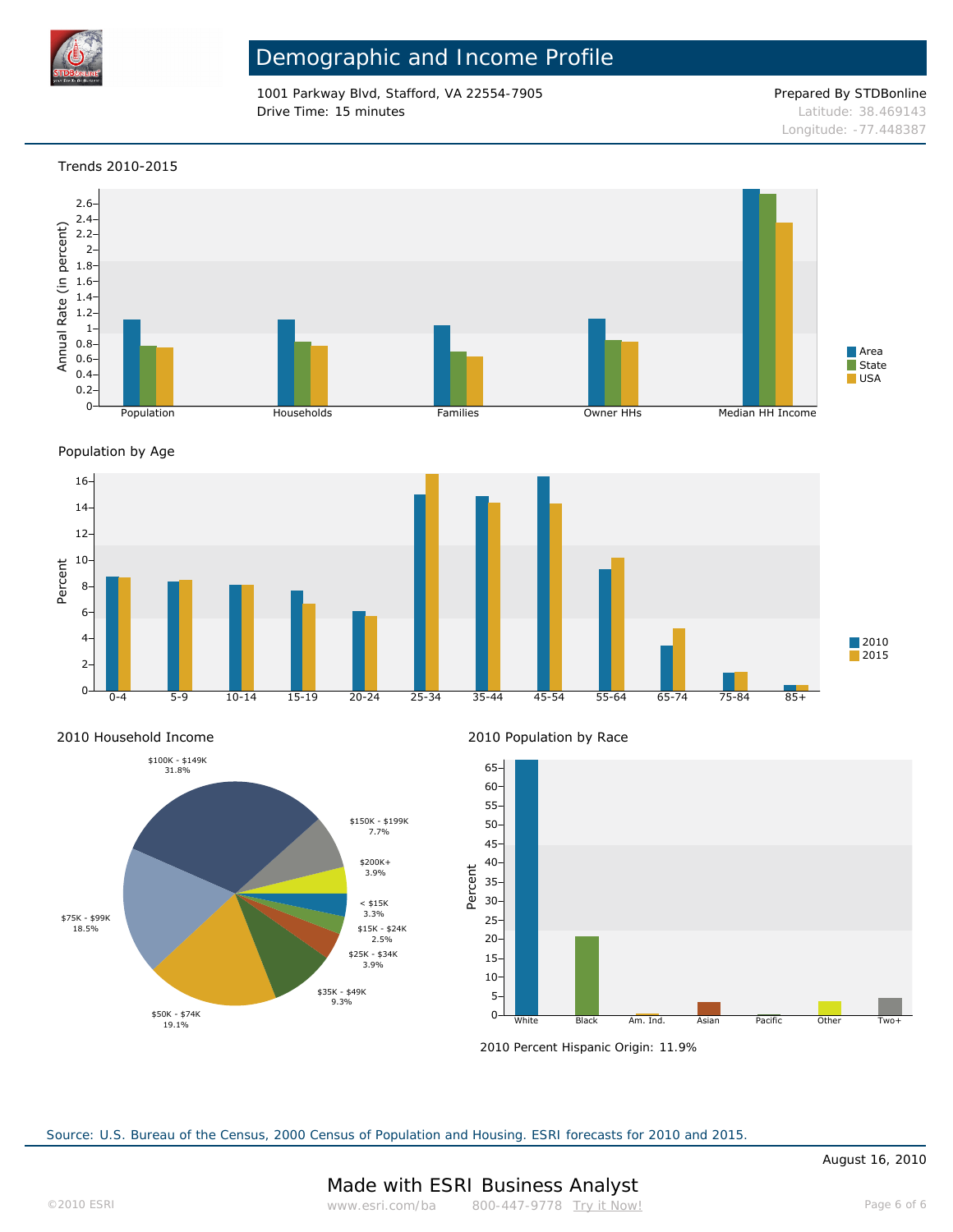# Demographic and Income Profile

1001 Parkway Blvd, Stafford, VA 22554-7905
Drive Time: 15 minutes

Prepared By STDBonline
Latitude: 38.469143
Longitude: -77.448387

## Trends 2010-2015

Annual Rate (in percent)

0, 0.2, 0.4, 0.6, 0.8, 1, 1.2, 1.4, 1.6, 1.8, 2, 2.2, 2.4, 2.6

Population
Households
Families
Owner HHs
Median HH Income

Area
State
USA

## Population by Age

Percent

0, 2, 4, 6, 8, 10, 12, 14, 16

0-4
5-9
10-14
15-19
20-24
25-34
35-44
45-54
55-64
65-74
75-84
85+

2010
2015

## 2010 Household Income

$100K - $149K 31.8%
$150K - $199K 7.7%
$200K+ 3.9%
< $15K 3.3%
$15K - $24K 2.5%
$25K - $34K 3.9%
$35K - $49K 9.3%
$50K - $74K 19.1%
$75K - $99K 18.5%

## 2010 Population by Race

Percent

0, 5, 10, 15, 20, 25, 30, 35, 40, 45, 50, 55, 60, 65

White
Black
Am. Ind.
Asian
Pacific
Other
Two+

2010 Percent Hispanic Origin: 11.9%

Source: U.S. Bureau of the Census, 2000 Census of Population and Housing. ESRI forecasts for 2010 and 2015.

August 16, 2010